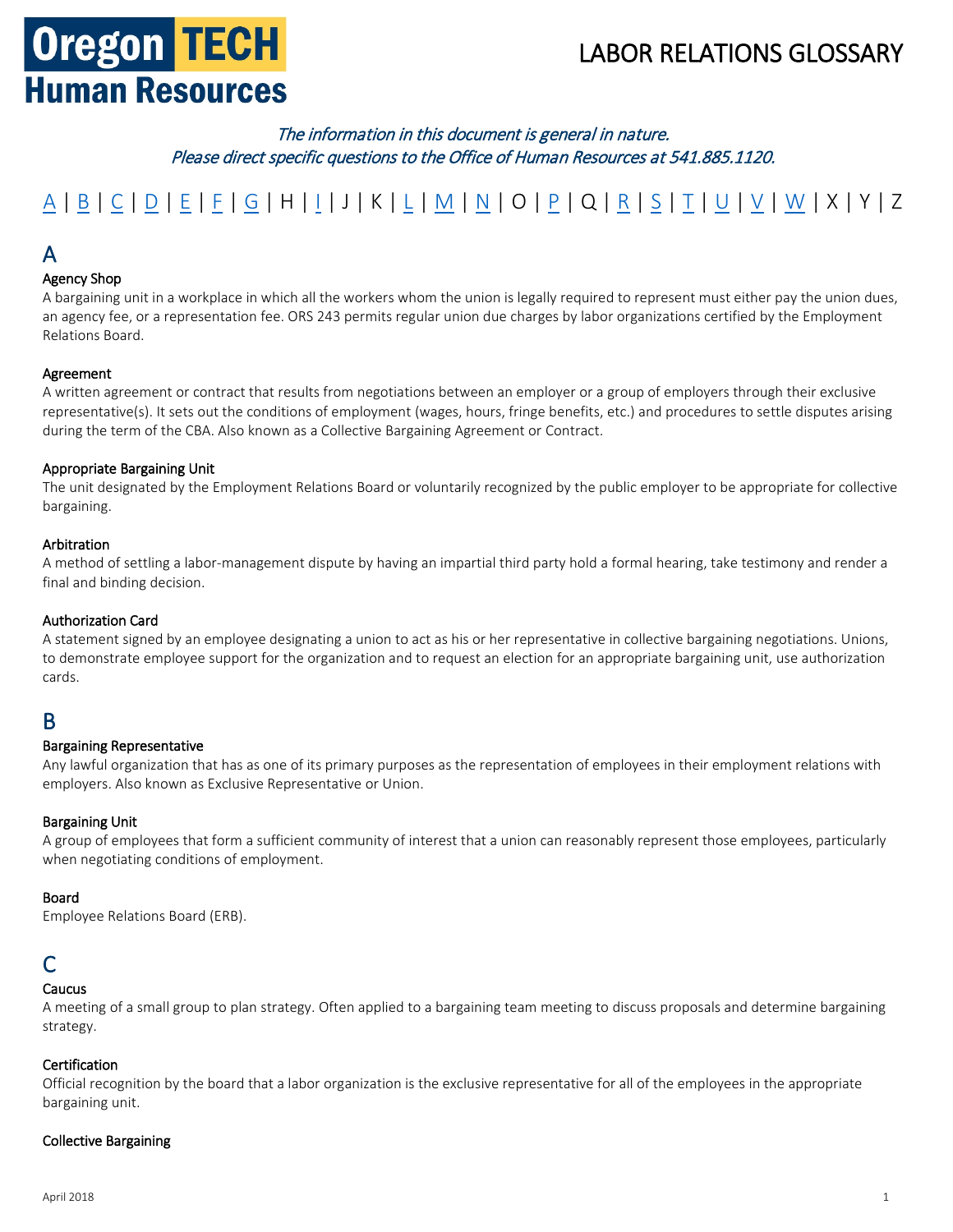# Oregon TECH Human Resources

# LABOR RELATIONS GLOSSARY

*The information in this document is general in nature.*
*Please direct specific questions to the Office of Human Resources at 541.885.1120.*

A | B | C | D | E | F | G | H | I | J | K | L | M | N | O | P | Q | R | S | T | U | V | W | X | Y | Z

## A

### Agency Shop

A bargaining unit in a workplace in which all the workers whom the union is legally required to represent must either pay the union dues, an agency fee, or a representation fee. ORS 243 permits regular union due charges by labor organizations certified by the Employment Relations Board.

### Agreement

A written agreement or contract that results from negotiations between an employer or a group of employers through their exclusive representative(s). It sets out the conditions of employment (wages, hours, fringe benefits, etc.) and procedures to settle disputes arising during the term of the CBA. Also known as a Collective Bargaining Agreement or Contract.

### Appropriate Bargaining Unit

The unit designated by the Employment Relations Board or voluntarily recognized by the public employer to be appropriate for collective bargaining.

### Arbitration

A method of settling a labor-management dispute by having an impartial third party hold a formal hearing, take testimony and render a final and binding decision.

### Authorization Card

A statement signed by an employee designating a union to act as his or her representative in collective bargaining negotiations. Unions, to demonstrate employee support for the organization and to request an election for an appropriate bargaining unit, use authorization cards.

## B

### Bargaining Representative

Any lawful organization that has as one of its primary purposes as the representation of employees in their employment relations with employers. Also known as Exclusive Representative or Union.

### Bargaining Unit

A group of employees that form a sufficient community of interest that a union can reasonably represent those employees, particularly when negotiating conditions of employment.

### Board

Employee Relations Board (ERB).

## C

### Caucus

A meeting of a small group to plan strategy. Often applied to a bargaining team meeting to discuss proposals and determine bargaining strategy.

### Certification

Official recognition by the board that a labor organization is the exclusive representative for all of the employees in the appropriate bargaining unit.

### Collective Bargaining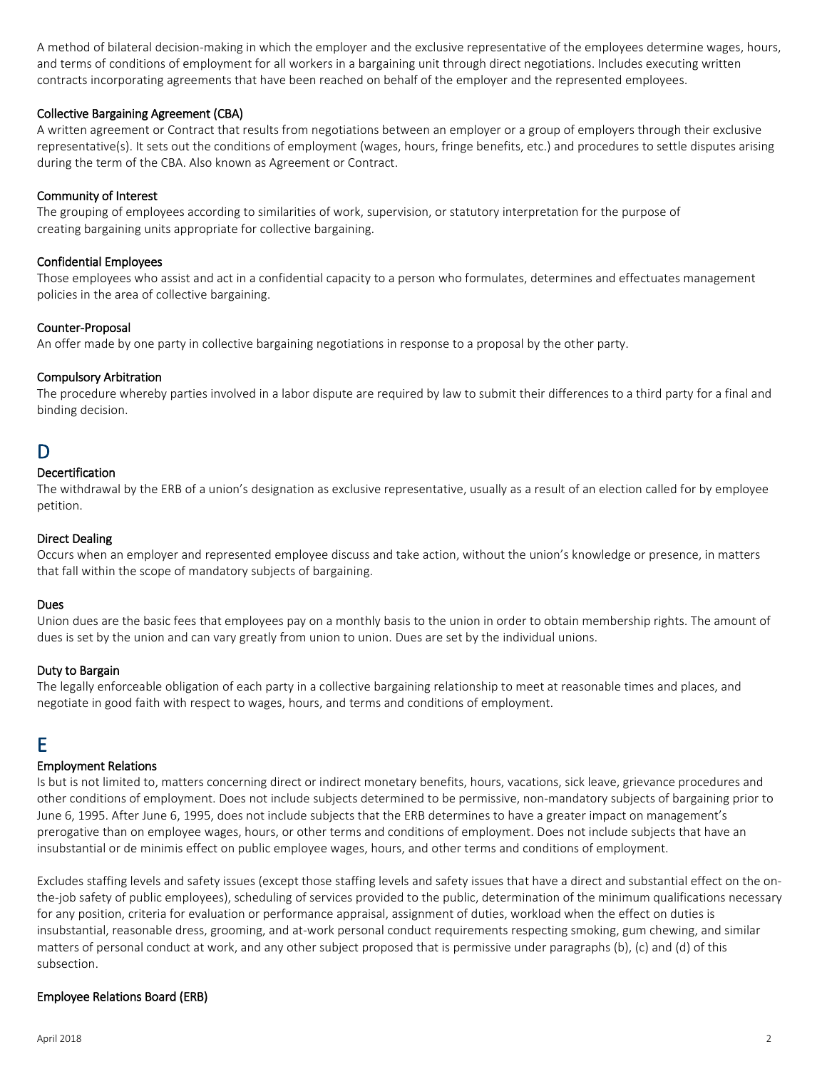A method of bilateral decision-making in which the employer and the exclusive representative of the employees determine wages, hours, and terms of conditions of employment for all workers in a bargaining unit through direct negotiations. Includes executing written contracts incorporating agreements that have been reached on behalf of the employer and the represented employees.

### Collective Bargaining Agreement (CBA)

A written agreement or Contract that results from negotiations between an employer or a group of employers through their exclusive representative(s). It sets out the conditions of employment (wages, hours, fringe benefits, etc.) and procedures to settle disputes arising during the term of the CBA. Also known as Agreement or Contract.

### Community of Interest

The grouping of employees according to similarities of work, supervision, or statutory interpretation for the purpose of creating bargaining units appropriate for collective bargaining.

### Confidential Employees

Those employees who assist and act in a confidential capacity to a person who formulates, determines and effectuates management policies in the area of collective bargaining.

### Counter-Proposal

An offer made by one party in collective bargaining negotiations in response to a proposal by the other party.

### Compulsory Arbitration

The procedure whereby parties involved in a labor dispute are required by law to submit their differences to a third party for a final and binding decision.

## D

### Decertification

The withdrawal by the ERB of a union's designation as exclusive representative, usually as a result of an election called for by employee petition.

### Direct Dealing

Occurs when an employer and represented employee discuss and take action, without the union's knowledge or presence, in matters that fall within the scope of mandatory subjects of bargaining.

### Dues

Union dues are the basic fees that employees pay on a monthly basis to the union in order to obtain membership rights. The amount of dues is set by the union and can vary greatly from union to union. Dues are set by the individual unions.

### Duty to Bargain

The legally enforceable obligation of each party in a collective bargaining relationship to meet at reasonable times and places, and negotiate in good faith with respect to wages, hours, and terms and conditions of employment.

## E

### Employment Relations

Is but is not limited to, matters concerning direct or indirect monetary benefits, hours, vacations, sick leave, grievance procedures and other conditions of employment. Does not include subjects determined to be permissive, non-mandatory subjects of bargaining prior to June 6, 1995. After June 6, 1995, does not include subjects that the ERB determines to have a greater impact on management's prerogative than on employee wages, hours, or other terms and conditions of employment. Does not include subjects that have an insubstantial or de minimis effect on public employee wages, hours, and other terms and conditions of employment.

Excludes staffing levels and safety issues (except those staffing levels and safety issues that have a direct and substantial effect on the on-the-job safety of public employees), scheduling of services provided to the public, determination of the minimum qualifications necessary for any position, criteria for evaluation or performance appraisal, assignment of duties, workload when the effect on duties is insubstantial, reasonable dress, grooming, and at-work personal conduct requirements respecting smoking, gum chewing, and similar matters of personal conduct at work, and any other subject proposed that is permissive under paragraphs (b), (c) and (d) of this subsection.

### Employee Relations Board (ERB)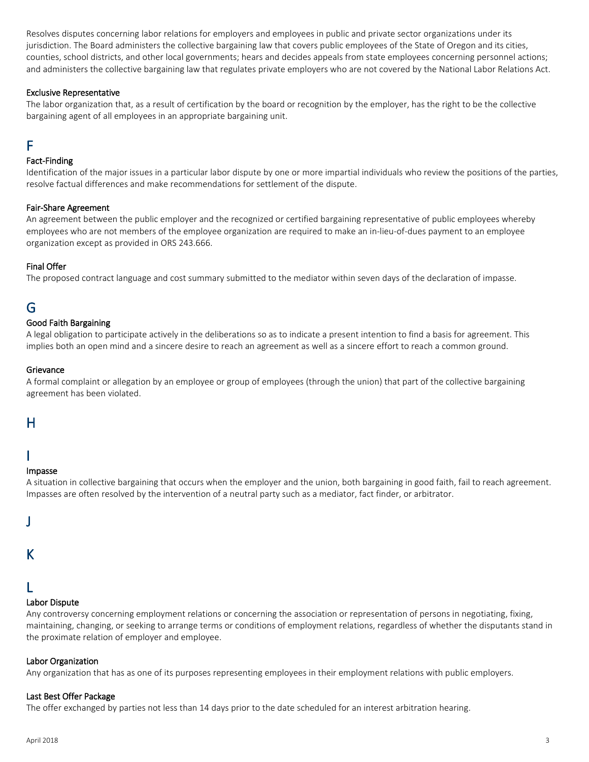Resolves disputes concerning labor relations for employers and employees in public and private sector organizations under its jurisdiction. The Board administers the collective bargaining law that covers public employees of the State of Oregon and its cities, counties, school districts, and other local governments; hears and decides appeals from state employees concerning personnel actions; and administers the collective bargaining law that regulates private employers who are not covered by the National Labor Relations Act.

### Exclusive Representative

The labor organization that, as a result of certification by the board or recognition by the employer, has the right to be the collective bargaining agent of all employees in an appropriate bargaining unit.

## F

### Fact-Finding

Identification of the major issues in a particular labor dispute by one or more impartial individuals who review the positions of the parties, resolve factual differences and make recommendations for settlement of the dispute.

### Fair-Share Agreement

An agreement between the public employer and the recognized or certified bargaining representative of public employees whereby employees who are not members of the employee organization are required to make an in-lieu-of-dues payment to an employee organization except as provided in ORS 243.666.

### Final Offer

The proposed contract language and cost summary submitted to the mediator within seven days of the declaration of impasse.

## G

### Good Faith Bargaining

A legal obligation to participate actively in the deliberations so as to indicate a present intention to find a basis for agreement. This implies both an open mind and a sincere desire to reach an agreement as well as a sincere effort to reach a common ground.

### Grievance

A formal complaint or allegation by an employee or group of employees (through the union) that part of the collective bargaining agreement has been violated.

## H

## I

### Impasse

A situation in collective bargaining that occurs when the employer and the union, both bargaining in good faith, fail to reach agreement. Impasses are often resolved by the intervention of a neutral party such as a mediator, fact finder, or arbitrator.

## J

## K

## L

### Labor Dispute

Any controversy concerning employment relations or concerning the association or representation of persons in negotiating, fixing, maintaining, changing, or seeking to arrange terms or conditions of employment relations, regardless of whether the disputants stand in the proximate relation of employer and employee.

### Labor Organization

Any organization that has as one of its purposes representing employees in their employment relations with public employers.

### Last Best Offer Package

The offer exchanged by parties not less than 14 days prior to the date scheduled for an interest arbitration hearing.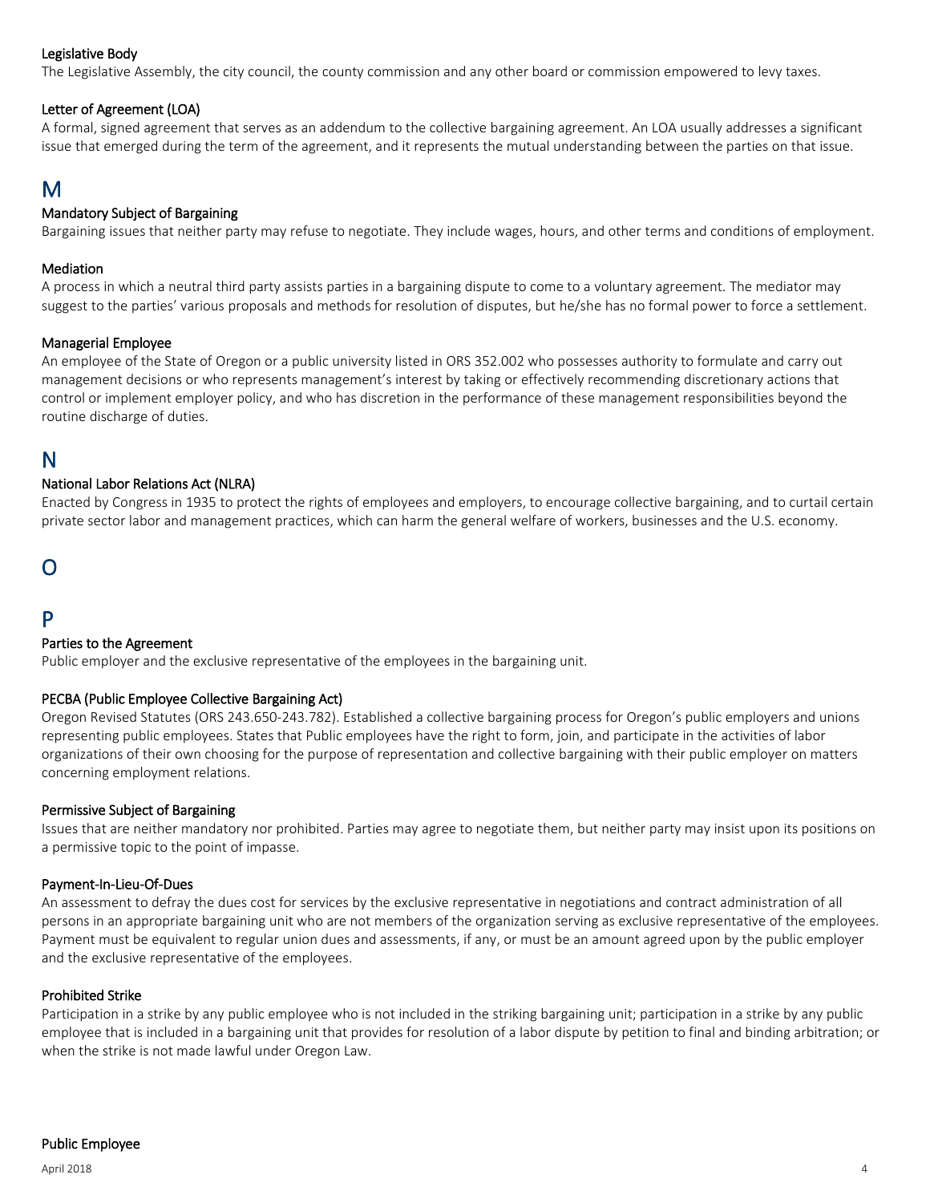### Legislative Body

The Legislative Assembly, the city council, the county commission and any other board or commission empowered to levy taxes.

### Letter of Agreement (LOA)

A formal, signed agreement that serves as an addendum to the collective bargaining agreement. An LOA usually addresses a significant issue that emerged during the term of the agreement, and it represents the mutual understanding between the parties on that issue.

## M

### Mandatory Subject of Bargaining

Bargaining issues that neither party may refuse to negotiate. They include wages, hours, and other terms and conditions of employment.

### Mediation

A process in which a neutral third party assists parties in a bargaining dispute to come to a voluntary agreement. The mediator may suggest to the parties' various proposals and methods for resolution of disputes, but he/she has no formal power to force a settlement.

### Managerial Employee

An employee of the State of Oregon or a public university listed in ORS 352.002 who possesses authority to formulate and carry out management decisions or who represents management's interest by taking or effectively recommending discretionary actions that control or implement employer policy, and who has discretion in the performance of these management responsibilities beyond the routine discharge of duties.

## N

### National Labor Relations Act (NLRA)

Enacted by Congress in 1935 to protect the rights of employees and employers, to encourage collective bargaining, and to curtail certain private sector labor and management practices, which can harm the general welfare of workers, businesses and the U.S. economy.

## O

## P

### Parties to the Agreement

Public employer and the exclusive representative of the employees in the bargaining unit.

### PECBA (Public Employee Collective Bargaining Act)

Oregon Revised Statutes (ORS 243.650-243.782). Established a collective bargaining process for Oregon's public employers and unions representing public employees. States that Public employees have the right to form, join, and participate in the activities of labor organizations of their own choosing for the purpose of representation and collective bargaining with their public employer on matters concerning employment relations.

### Permissive Subject of Bargaining

Issues that are neither mandatory nor prohibited. Parties may agree to negotiate them, but neither party may insist upon its positions on a permissive topic to the point of impasse.

### Payment-In-Lieu-Of-Dues

An assessment to defray the dues cost for services by the exclusive representative in negotiations and contract administration of all persons in an appropriate bargaining unit who are not members of the organization serving as exclusive representative of the employees. Payment must be equivalent to regular union dues and assessments, if any, or must be an amount agreed upon by the public employer and the exclusive representative of the employees.

### Prohibited Strike

Participation in a strike by any public employee who is not included in the striking bargaining unit; participation in a strike by any public employee that is included in a bargaining unit that provides for resolution of a labor dispute by petition to final and binding arbitration; or when the strike is not made lawful under Oregon Law.

### Public Employee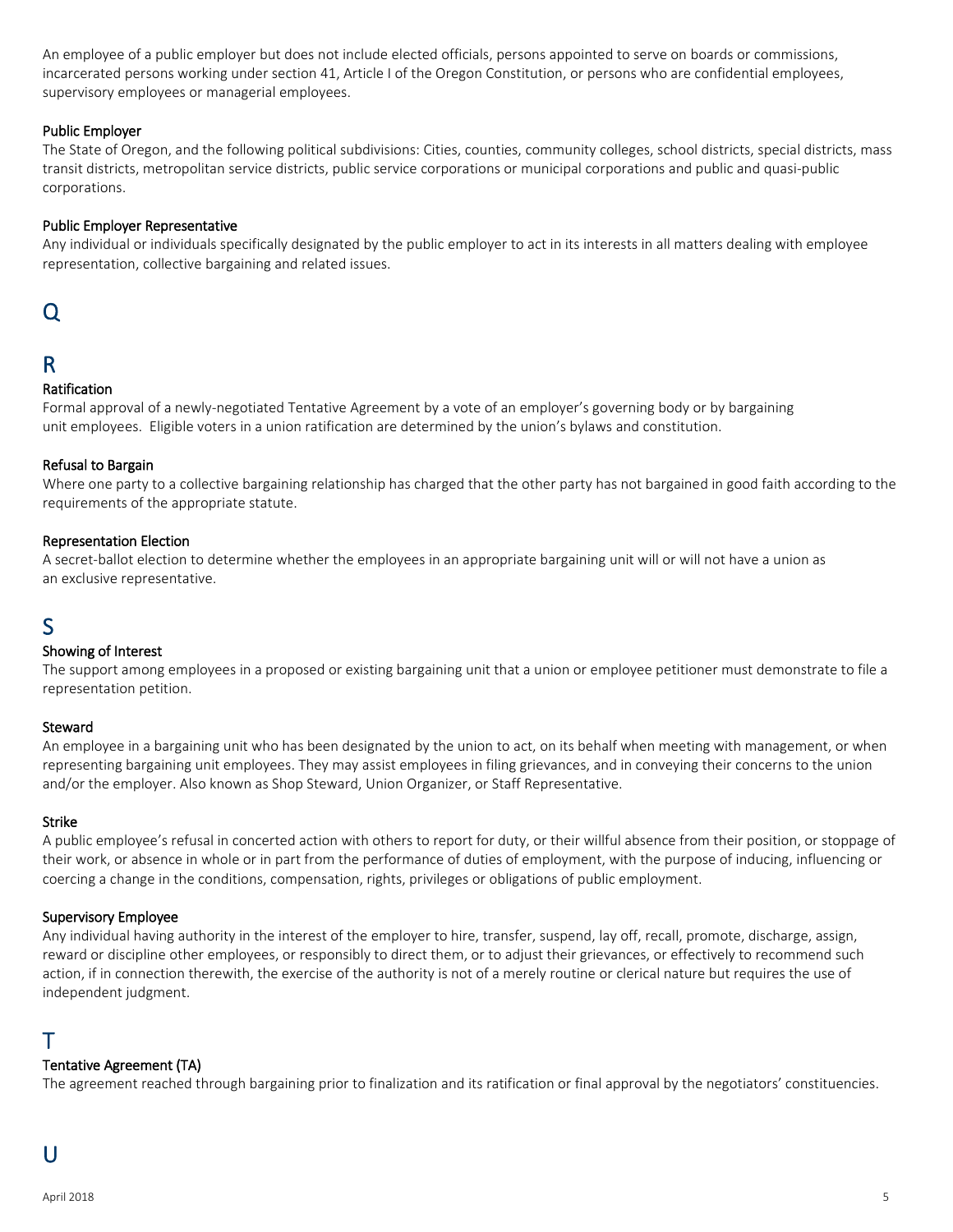An employee of a public employer but does not include elected officials, persons appointed to serve on boards or commissions, incarcerated persons working under section 41, Article I of the Oregon Constitution, or persons who are confidential employees, supervisory employees or managerial employees.

### Public Employer

The State of Oregon, and the following political subdivisions: Cities, counties, community colleges, school districts, special districts, mass transit districts, metropolitan service districts, public service corporations or municipal corporations and public and quasi-public corporations.

### Public Employer Representative

Any individual or individuals specifically designated by the public employer to act in its interests in all matters dealing with employee representation, collective bargaining and related issues.

## Q

## R

### Ratification

Formal approval of a newly-negotiated Tentative Agreement by a vote of an employer's governing body or by bargaining unit employees. Eligible voters in a union ratification are determined by the union's bylaws and constitution.

### Refusal to Bargain

Where one party to a collective bargaining relationship has charged that the other party has not bargained in good faith according to the requirements of the appropriate statute.

### Representation Election

A secret-ballot election to determine whether the employees in an appropriate bargaining unit will or will not have a union as an exclusive representative.

## S

### Showing of Interest

The support among employees in a proposed or existing bargaining unit that a union or employee petitioner must demonstrate to file a representation petition.

### Steward

An employee in a bargaining unit who has been designated by the union to act, on its behalf when meeting with management, or when representing bargaining unit employees. They may assist employees in filing grievances, and in conveying their concerns to the union and/or the employer. Also known as Shop Steward, Union Organizer, or Staff Representative.

### Strike

A public employee's refusal in concerted action with others to report for duty, or their willful absence from their position, or stoppage of their work, or absence in whole or in part from the performance of duties of employment, with the purpose of inducing, influencing or coercing a change in the conditions, compensation, rights, privileges or obligations of public employment.

### Supervisory Employee

Any individual having authority in the interest of the employer to hire, transfer, suspend, lay off, recall, promote, discharge, assign, reward or discipline other employees, or responsibly to direct them, or to adjust their grievances, or effectively to recommend such action, if in connection therewith, the exercise of the authority is not of a merely routine or clerical nature but requires the use of independent judgment.

## T

### Tentative Agreement (TA)

The agreement reached through bargaining prior to finalization and its ratification or final approval by the negotiators' constituencies.

## U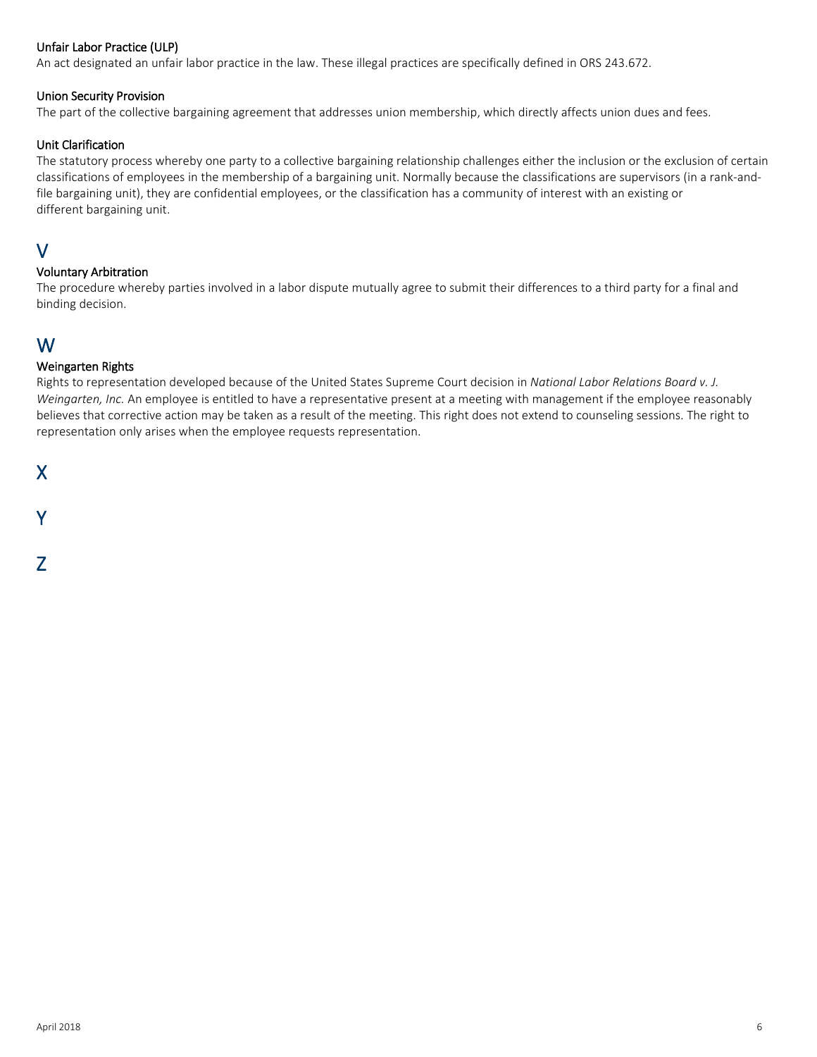### Unfair Labor Practice (ULP)

An act designated an unfair labor practice in the law. These illegal practices are specifically defined in ORS 243.672.

### Union Security Provision

The part of the collective bargaining agreement that addresses union membership, which directly affects union dues and fees.

### Unit Clarification

The statutory process whereby one party to a collective bargaining relationship challenges either the inclusion or the exclusion of certain classifications of employees in the membership of a bargaining unit. Normally because the classifications are supervisors (in a rank-and-file bargaining unit), they are confidential employees, or the classification has a community of interest with an existing or different bargaining unit.

## V

### Voluntary Arbitration

The procedure whereby parties involved in a labor dispute mutually agree to submit their differences to a third party for a final and binding decision.

## W

### Weingarten Rights

Rights to representation developed because of the United States Supreme Court decision in *National Labor Relations Board v. J. Weingarten, Inc.* An employee is entitled to have a representative present at a meeting with management if the employee reasonably believes that corrective action may be taken as a result of the meeting. This right does not extend to counseling sessions. The right to representation only arises when the employee requests representation.

## X

## Y

## Z